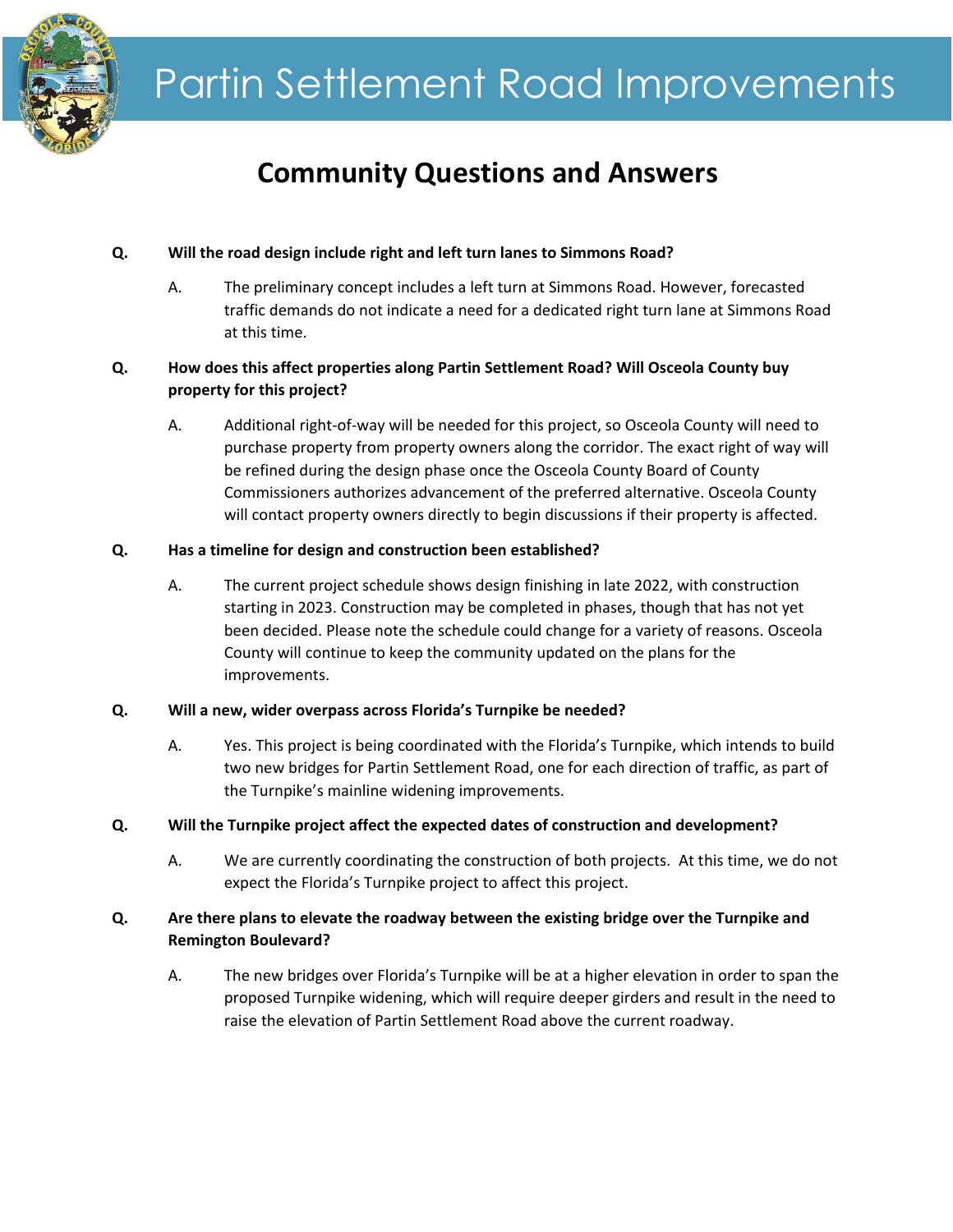# Partin Settlement Road Improvements

## Community Questions and Answers

**Q. Will the road design include right and left turn lanes to Simmons Road?**

A. The preliminary concept includes a left turn at Simmons Road. However, forecasted traffic demands do not indicate a need for a dedicated right turn lane at Simmons Road at this time.

**Q. How does this affect properties along Partin Settlement Road? Will Osceola County buy property for this project?**

A. Additional right-of-way will be needed for this project, so Osceola County will need to purchase property from property owners along the corridor. The exact right of way will be refined during the design phase once the Osceola County Board of County Commissioners authorizes advancement of the preferred alternative. Osceola County will contact property owners directly to begin discussions if their property is affected.

**Q. Has a timeline for design and construction been established?**

A. The current project schedule shows design finishing in late 2022, with construction starting in 2023. Construction may be completed in phases, though that has not yet been decided. Please note the schedule could change for a variety of reasons. Osceola County will continue to keep the community updated on the plans for the improvements.

**Q. Will a new, wider overpass across Florida's Turnpike be needed?**

A. Yes. This project is being coordinated with the Florida's Turnpike, which intends to build two new bridges for Partin Settlement Road, one for each direction of traffic, as part of the Turnpike's mainline widening improvements.

**Q. Will the Turnpike project affect the expected dates of construction and development?**

A. We are currently coordinating the construction of both projects. At this time, we do not expect the Florida's Turnpike project to affect this project.

**Q. Are there plans to elevate the roadway between the existing bridge over the Turnpike and Remington Boulevard?**

A. The new bridges over Florida's Turnpike will be at a higher elevation in order to span the proposed Turnpike widening, which will require deeper girders and result in the need to raise the elevation of Partin Settlement Road above the current roadway.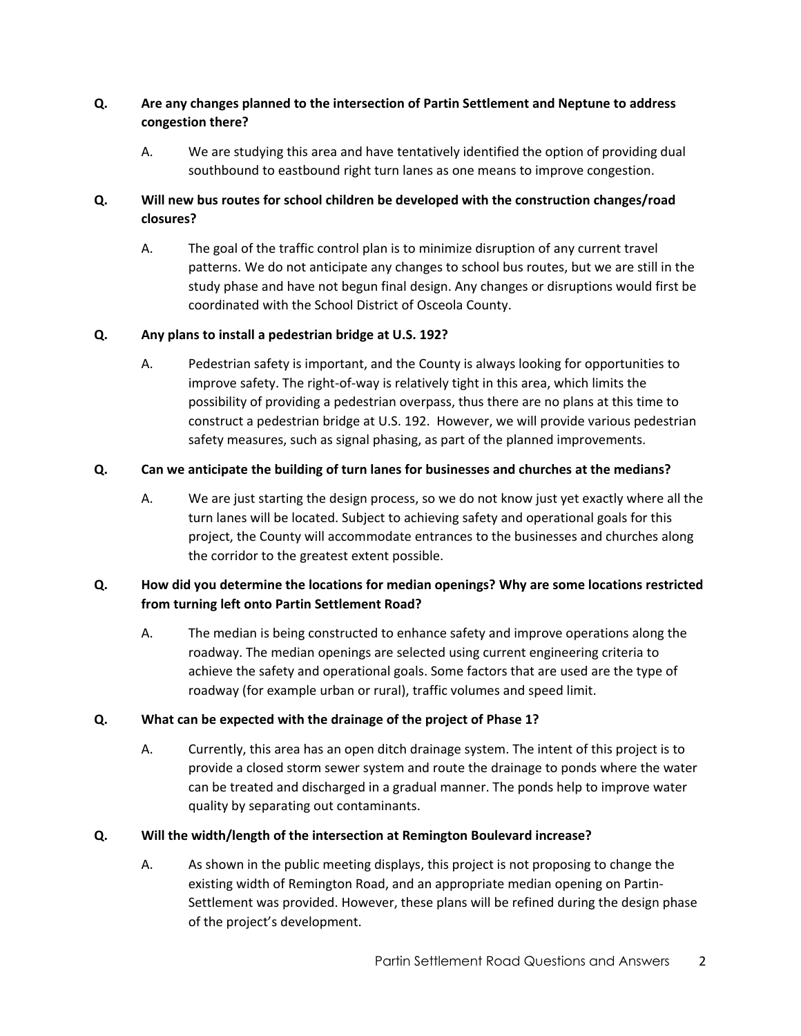**Q. Are any changes planned to the intersection of Partin Settlement and Neptune to address congestion there?**

A. We are studying this area and have tentatively identified the option of providing dual southbound to eastbound right turn lanes as one means to improve congestion.

**Q. Will new bus routes for school children be developed with the construction changes/road closures?**

A. The goal of the traffic control plan is to minimize disruption of any current travel patterns. We do not anticipate any changes to school bus routes, but we are still in the study phase and have not begun final design. Any changes or disruptions would first be coordinated with the School District of Osceola County.

**Q. Any plans to install a pedestrian bridge at U.S. 192?**

A. Pedestrian safety is important, and the County is always looking for opportunities to improve safety. The right-of-way is relatively tight in this area, which limits the possibility of providing a pedestrian overpass, thus there are no plans at this time to construct a pedestrian bridge at U.S. 192. However, we will provide various pedestrian safety measures, such as signal phasing, as part of the planned improvements.

**Q. Can we anticipate the building of turn lanes for businesses and churches at the medians?**

A. We are just starting the design process, so we do not know just yet exactly where all the turn lanes will be located. Subject to achieving safety and operational goals for this project, the County will accommodate entrances to the businesses and churches along the corridor to the greatest extent possible.

**Q. How did you determine the locations for median openings? Why are some locations restricted from turning left onto Partin Settlement Road?**

A. The median is being constructed to enhance safety and improve operations along the roadway. The median openings are selected using current engineering criteria to achieve the safety and operational goals. Some factors that are used are the type of roadway (for example urban or rural), traffic volumes and speed limit.

**Q. What can be expected with the drainage of the project of Phase 1?**

A. Currently, this area has an open ditch drainage system. The intent of this project is to provide a closed storm sewer system and route the drainage to ponds where the water can be treated and discharged in a gradual manner. The ponds help to improve water quality by separating out contaminants.

**Q. Will the width/length of the intersection at Remington Boulevard increase?**

A. As shown in the public meeting displays, this project is not proposing to change the existing width of Remington Road, and an appropriate median opening on Partin-Settlement was provided. However, these plans will be refined during the design phase of the project's development.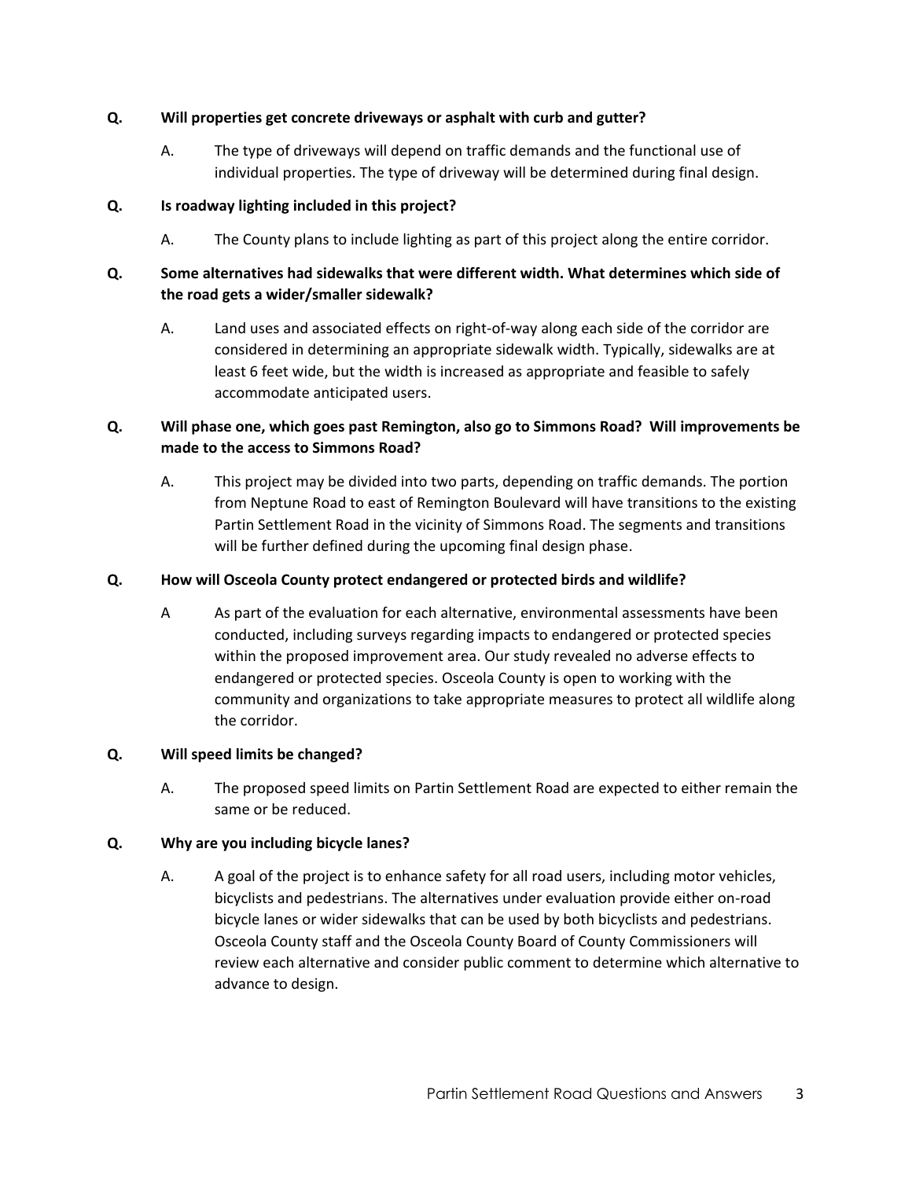**Q.** **Will properties get concrete driveways or asphalt with curb and gutter?**

A. The type of driveways will depend on traffic demands and the functional use of individual properties. The type of driveway will be determined during final design.

**Q.** **Is roadway lighting included in this project?**

A. The County plans to include lighting as part of this project along the entire corridor.

**Q.** **Some alternatives had sidewalks that were different width. What determines which side of the road gets a wider/smaller sidewalk?**

A. Land uses and associated effects on right-of-way along each side of the corridor are considered in determining an appropriate sidewalk width. Typically, sidewalks are at least 6 feet wide, but the width is increased as appropriate and feasible to safely accommodate anticipated users.

**Q.** **Will phase one, which goes past Remington, also go to Simmons Road? Will improvements be made to the access to Simmons Road?**

A. This project may be divided into two parts, depending on traffic demands. The portion from Neptune Road to east of Remington Boulevard will have transitions to the existing Partin Settlement Road in the vicinity of Simmons Road. The segments and transitions will be further defined during the upcoming final design phase.

**Q.** **How will Osceola County protect endangered or protected birds and wildlife?**

A As part of the evaluation for each alternative, environmental assessments have been conducted, including surveys regarding impacts to endangered or protected species within the proposed improvement area. Our study revealed no adverse effects to endangered or protected species. Osceola County is open to working with the community and organizations to take appropriate measures to protect all wildlife along the corridor.

**Q.** **Will speed limits be changed?**

A. The proposed speed limits on Partin Settlement Road are expected to either remain the same or be reduced.

**Q.** **Why are you including bicycle lanes?**

A. A goal of the project is to enhance safety for all road users, including motor vehicles, bicyclists and pedestrians. The alternatives under evaluation provide either on-road bicycle lanes or wider sidewalks that can be used by both bicyclists and pedestrians. Osceola County staff and the Osceola County Board of County Commissioners will review each alternative and consider public comment to determine which alternative to advance to design.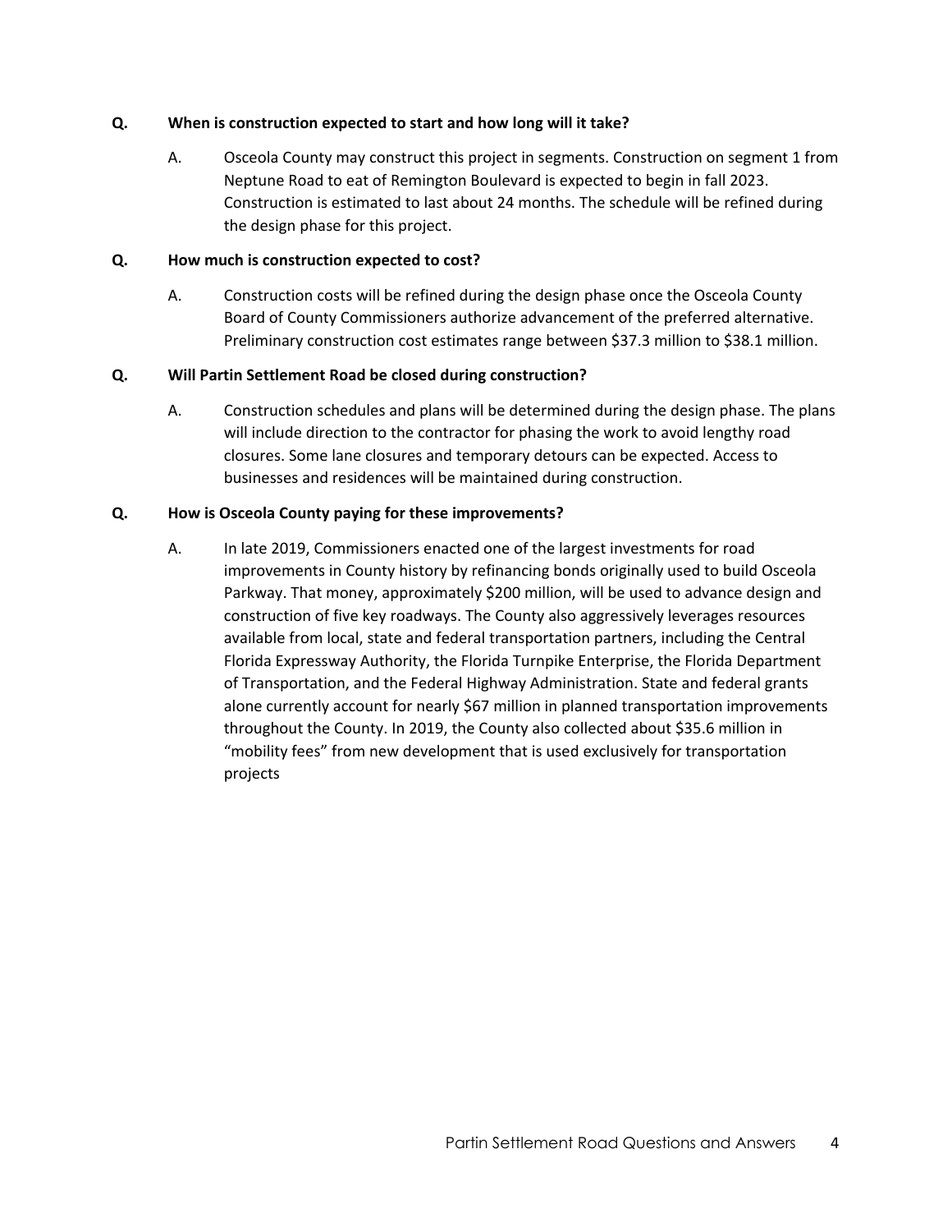**Q. When is construction expected to start and how long will it take?**

A. Osceola County may construct this project in segments. Construction on segment 1 from Neptune Road to eat of Remington Boulevard is expected to begin in fall 2023. Construction is estimated to last about 24 months. The schedule will be refined during the design phase for this project.

**Q. How much is construction expected to cost?**

A. Construction costs will be refined during the design phase once the Osceola County Board of County Commissioners authorize advancement of the preferred alternative. Preliminary construction cost estimates range between $37.3 million to $38.1 million.

**Q. Will Partin Settlement Road be closed during construction?**

A. Construction schedules and plans will be determined during the design phase. The plans will include direction to the contractor for phasing the work to avoid lengthy road closures. Some lane closures and temporary detours can be expected. Access to businesses and residences will be maintained during construction.

**Q. How is Osceola County paying for these improvements?**

A. In late 2019, Commissioners enacted one of the largest investments for road improvements in County history by refinancing bonds originally used to build Osceola Parkway. That money, approximately $200 million, will be used to advance design and construction of five key roadways. The County also aggressively leverages resources available from local, state and federal transportation partners, including the Central Florida Expressway Authority, the Florida Turnpike Enterprise, the Florida Department of Transportation, and the Federal Highway Administration. State and federal grants alone currently account for nearly $67 million in planned transportation improvements throughout the County. In 2019, the County also collected about $35.6 million in “mobility fees” from new development that is used exclusively for transportation projects